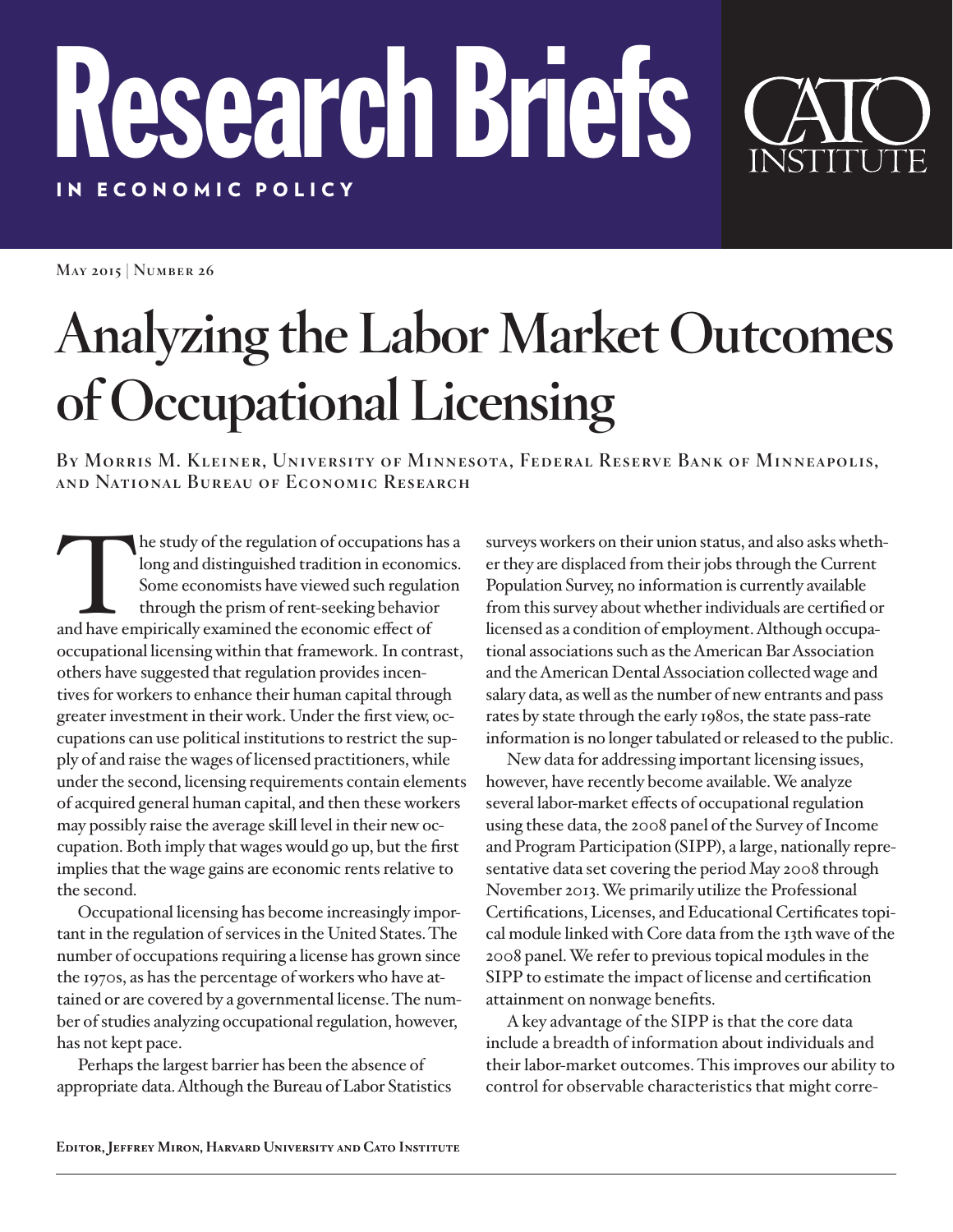# Research Briefs

IN ECONOMIC POLICY

CATO INSTITUTE

May 2015 | Number 26

# Analyzing the Labor Market Outcomes of Occupational Licensing

By Morris M. Kleiner, University of Minnesota, Federal Reserve Bank of Minneapolis, and National Bureau of Economic Research

The study of the regulation of occupations has a long and distinguished tradition in economics. Some economists have viewed such regulation through the prism of rent-seeking behavior and have empirically examined the economic effect of occupational licensing within that framework. In contrast, others have suggested that regulation provides incentives for workers to enhance their human capital through greater investment in their work. Under the first view, occupations can use political institutions to restrict the supply of and raise the wages of licensed practitioners, while under the second, licensing requirements contain elements of acquired general human capital, and then these workers may possibly raise the average skill level in their new occupation. Both imply that wages would go up, but the first implies that the wage gains are economic rents relative to the second.

Occupational licensing has become increasingly important in the regulation of services in the United States. The number of occupations requiring a license has grown since the 1970s, as has the percentage of workers who have attained or are covered by a governmental license. The number of studies analyzing occupational regulation, however, has not kept pace.

Perhaps the largest barrier has been the absence of appropriate data. Although the Bureau of Labor Statistics surveys workers on their union status, and also asks whether they are displaced from their jobs through the Current Population Survey, no information is currently available from this survey about whether individuals are certified or licensed as a condition of employment. Although occupational associations such as the American Bar Association and the American Dental Association collected wage and salary data, as well as the number of new entrants and pass rates by state through the early 1980s, the state pass-rate information is no longer tabulated or released to the public.

New data for addressing important licensing issues, however, have recently become available. We analyze several labor-market effects of occupational regulation using these data, the 2008 panel of the Survey of Income and Program Participation (SIPP), a large, nationally representative data set covering the period May 2008 through November 2013. We primarily utilize the Professional Certifications, Licenses, and Educational Certificates topical module linked with Core data from the 13th wave of the 2008 panel. We refer to previous topical modules in the SIPP to estimate the impact of license and certification attainment on nonwage benefits.

A key advantage of the SIPP is that the core data include a breadth of information about individuals and their labor-market outcomes. This improves our ability to control for observable characteristics that might corre-

Editor, Jeffrey Miron, Harvard University and Cato Institute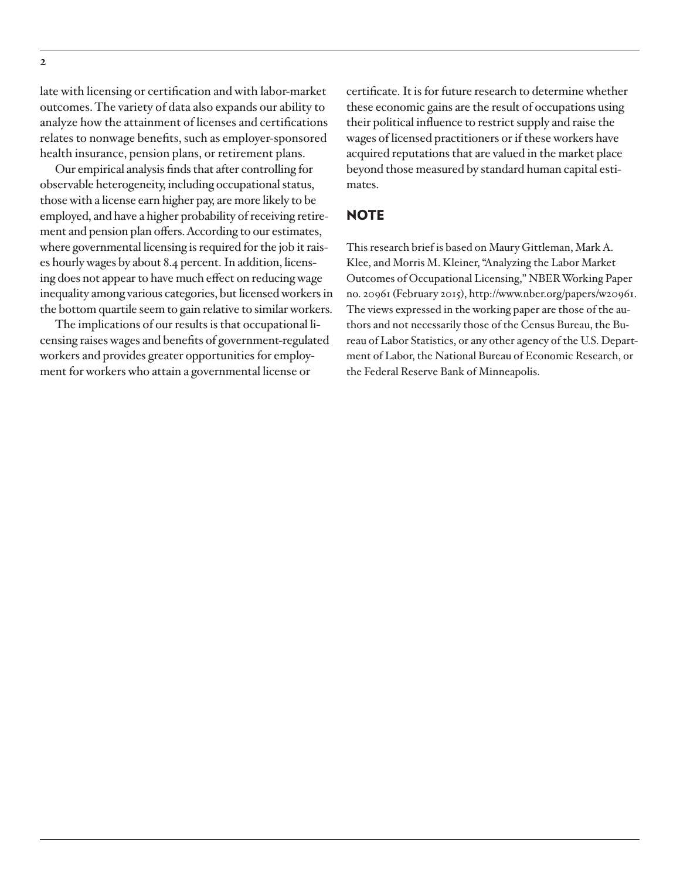late with licensing or certification and with labor-market outcomes. The variety of data also expands our ability to analyze how the attainment of licenses and certifications relates to nonwage benefits, such as employer-sponsored health insurance, pension plans, or retirement plans.

Our empirical analysis finds that after controlling for observable heterogeneity, including occupational status, those with a license earn higher pay, are more likely to be employed, and have a higher probability of receiving retirement and pension plan offers. According to our estimates, where governmental licensing is required for the job it raises hourly wages by about 8.4 percent. In addition, licensing does not appear to have much effect on reducing wage inequality among various categories, but licensed workers in the bottom quartile seem to gain relative to similar workers.

The implications of our results is that occupational licensing raises wages and benefits of government-regulated workers and provides greater opportunities for employment for workers who attain a governmental license or certificate. It is for future research to determine whether these economic gains are the result of occupations using their political influence to restrict supply and raise the wages of licensed practitioners or if these workers have acquired reputations that are valued in the market place beyond those measured by standard human capital estimates.

## NOTE

This research brief is based on Maury Gittleman, Mark A. Klee, and Morris M. Kleiner, "Analyzing the Labor Market Outcomes of Occupational Licensing," NBER Working Paper no. 20961 (February 2015), http://www.nber.org/papers/w20961. The views expressed in the working paper are those of the authors and not necessarily those of the Census Bureau, the Bureau of Labor Statistics, or any other agency of the U.S. Department of Labor, the National Bureau of Economic Research, or the Federal Reserve Bank of Minneapolis.